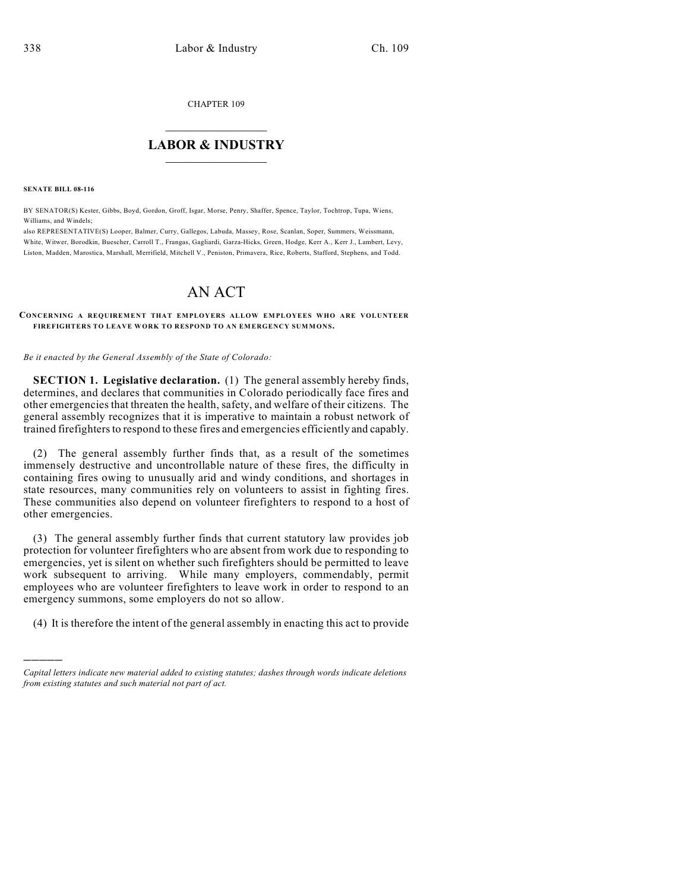CHAPTER 109

## LABOR & INDUSTRY

**SENATE BILL 08-116**

BY SENATOR(S) Kester, Gibbs, Boyd, Gordon, Groff, Isgar, Morse, Penry, Shaffer, Spence, Taylor, Tochtrop, Tupa, Wiens, Williams, and Windels;

also REPRESENTATIVE(S) Looper, Balmer, Curry, Gallegos, Labuda, Massey, Rose, Scanlan, Soper, Summers, Weissmann, White, Witwer, Borodkin, Buescher, Carroll T., Frangas, Gagliardi, Garza-Hicks, Green, Hodge, Kerr A., Kerr J., Lambert, Levy, Liston, Madden, Marostica, Marshall, Merrifield, Mitchell V., Peniston, Primavera, Rice, Roberts, Stafford, Stephens, and Todd.

# AN ACT

**CONCERNING A REQUIREMENT THAT EMPLOYERS ALLOW EMPLOYEES WHO ARE VOLUNTEER FIREFIGHTERS TO LEAVE WORK TO RESPOND TO AN EMERGENCY SUMMONS.**

*Be it enacted by the General Assembly of the State of Colorado:*

**SECTION 1. Legislative declaration.** (1) The general assembly hereby finds, determines, and declares that communities in Colorado periodically face fires and other emergencies that threaten the health, safety, and welfare of their citizens. The general assembly recognizes that it is imperative to maintain a robust network of trained firefighters to respond to these fires and emergencies efficiently and capably.

(2) The general assembly further finds that, as a result of the sometimes immensely destructive and uncontrollable nature of these fires, the difficulty in containing fires owing to unusually arid and windy conditions, and shortages in state resources, many communities rely on volunteers to assist in fighting fires. These communities also depend on volunteer firefighters to respond to a host of other emergencies.

(3) The general assembly further finds that current statutory law provides job protection for volunteer firefighters who are absent from work due to responding to emergencies, yet is silent on whether such firefighters should be permitted to leave work subsequent to arriving. While many employers, commendably, permit employees who are volunteer firefighters to leave work in order to respond to an emergency summons, some employers do not so allow.

(4) It is therefore the intent of the general assembly in enacting this act to provide

---

*Capital letters indicate new material added to existing statutes; dashes through words indicate deletions from existing statutes and such material not part of act.*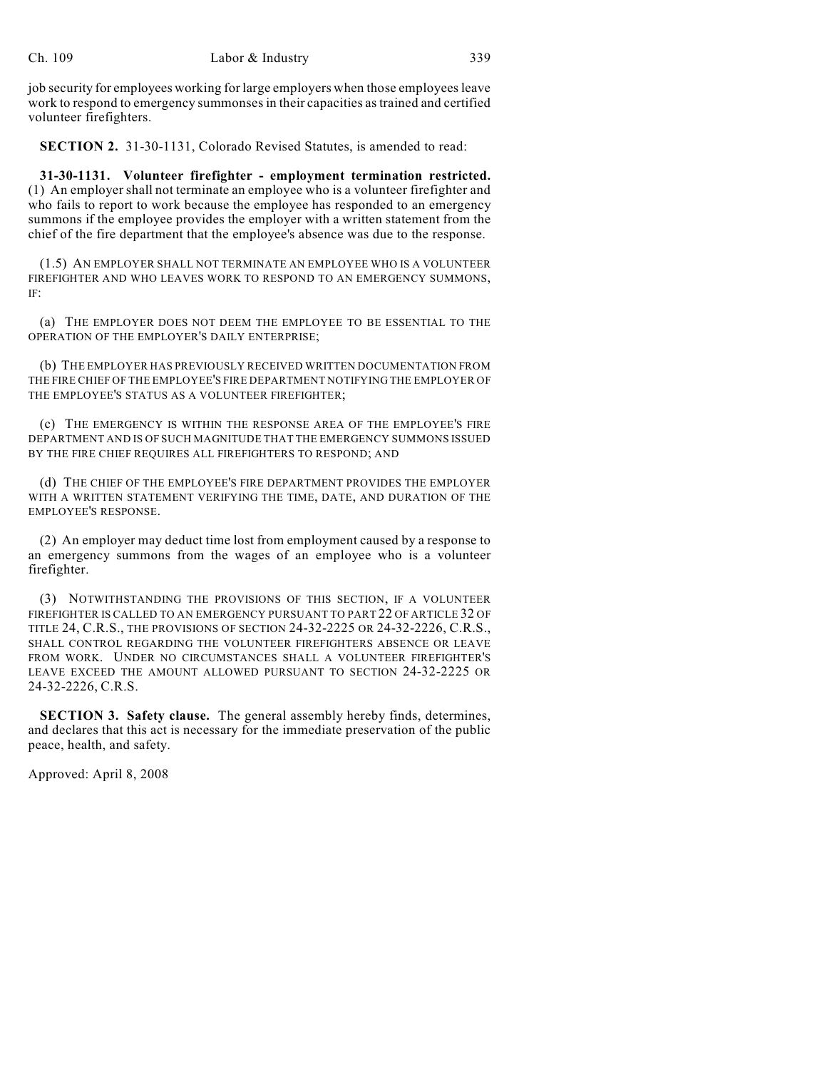job security for employees working for large employers when those employees leave work to respond to emergency summonses in their capacities as trained and certified volunteer firefighters.

**SECTION 2.** 31-30-1131, Colorado Revised Statutes, is amended to read:

**31-30-1131. Volunteer firefighter - employment termination restricted.** (1) An employer shall not terminate an employee who is a volunteer firefighter and who fails to report to work because the employee has responded to an emergency summons if the employee provides the employer with a written statement from the chief of the fire department that the employee's absence was due to the response.

(1.5) AN EMPLOYER SHALL NOT TERMINATE AN EMPLOYEE WHO IS A VOLUNTEER FIREFIGHTER AND WHO LEAVES WORK TO RESPOND TO AN EMERGENCY SUMMONS, IF:

(a) THE EMPLOYER DOES NOT DEEM THE EMPLOYEE TO BE ESSENTIAL TO THE OPERATION OF THE EMPLOYER'S DAILY ENTERPRISE;

(b) THE EMPLOYER HAS PREVIOUSLY RECEIVED WRITTEN DOCUMENTATION FROM THE FIRE CHIEF OF THE EMPLOYEE'S FIRE DEPARTMENT NOTIFYING THE EMPLOYER OF THE EMPLOYEE'S STATUS AS A VOLUNTEER FIREFIGHTER;

(c) THE EMERGENCY IS WITHIN THE RESPONSE AREA OF THE EMPLOYEE'S FIRE DEPARTMENT AND IS OF SUCH MAGNITUDE THAT THE EMERGENCY SUMMONS ISSUED BY THE FIRE CHIEF REQUIRES ALL FIREFIGHTERS TO RESPOND; AND

(d) THE CHIEF OF THE EMPLOYEE'S FIRE DEPARTMENT PROVIDES THE EMPLOYER WITH A WRITTEN STATEMENT VERIFYING THE TIME, DATE, AND DURATION OF THE EMPLOYEE'S RESPONSE.

(2) An employer may deduct time lost from employment caused by a response to an emergency summons from the wages of an employee who is a volunteer firefighter.

(3) NOTWITHSTANDING THE PROVISIONS OF THIS SECTION, IF A VOLUNTEER FIREFIGHTER IS CALLED TO AN EMERGENCY PURSUANT TO PART 22 OF ARTICLE 32 OF TITLE 24, C.R.S., THE PROVISIONS OF SECTION 24-32-2225 OR 24-32-2226, C.R.S., SHALL CONTROL REGARDING THE VOLUNTEER FIREFIGHTERS ABSENCE OR LEAVE FROM WORK. UNDER NO CIRCUMSTANCES SHALL A VOLUNTEER FIREFIGHTER'S LEAVE EXCEED THE AMOUNT ALLOWED PURSUANT TO SECTION 24-32-2225 OR 24-32-2226, C.R.S.

**SECTION 3. Safety clause.** The general assembly hereby finds, determines, and declares that this act is necessary for the immediate preservation of the public peace, health, and safety.

Approved: April 8, 2008